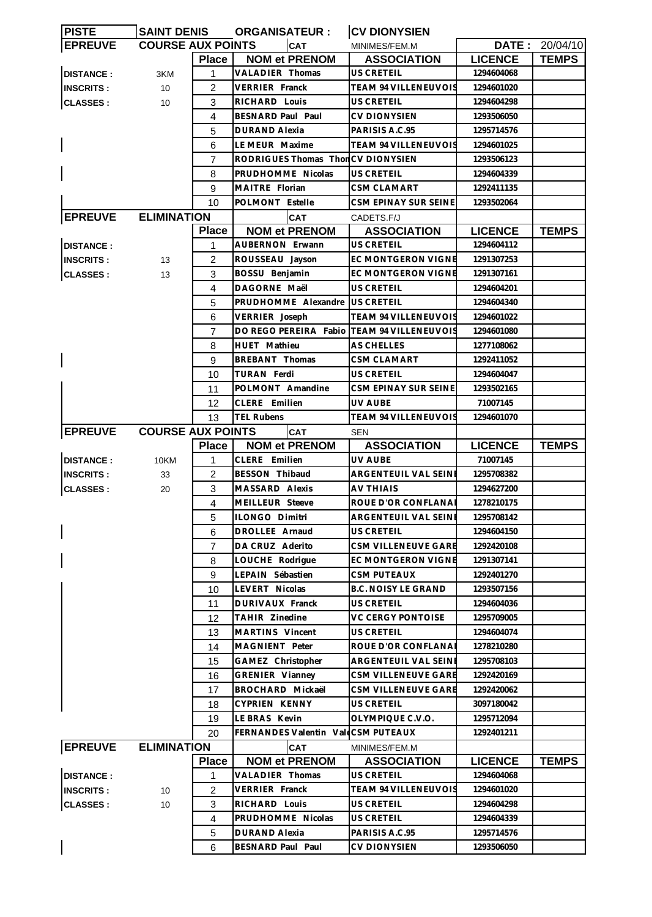| PISTE | SAINT DENIS | ORGANISATEUR : | | CV DIONYSIEN | | |
|---|---|---|---|---|---|---|
| EPREUVE | COURSE AUX POINTS | | CAT | MINIMES/FEM.M | DATE : | 20/04/10 |
| | | Place | NOM et PRENOM | ASSOCIATION | LICENCE | TEMPS |
| DISTANCE : | 3KM | 1 | VALADIER Thomas | US CRETEIL | 1294604068 | |
| INSCRITS : | 10 | 2 | VERRIER Franck | TEAM 94 VILLENEUVOIS | 1294601020 | |
| CLASSES : | 10 | 3 | RICHARD Louis | US CRETEIL | 1294604298 | |
| | | 4 | BESNARD Paul Paul | CV DIONYSIEN | 1293506050 | |
| | | 5 | DURAND Alexia | PARISIS A.C.95 | 1295714576 | |
| | | 6 | LE MEUR Maxime | TEAM 94 VILLENEUVOIS | 1294601025 | |
| | | 7 | RODRIGUES Thomas Thon | CV DIONYSIEN | 1293506123 | |
| | | 8 | PRUDHOMME Nicolas | US CRETEIL | 1294604339 | |
| | | 9 | MAITRE Florian | CSM CLAMART | 1292411135 | |
| | | 10 | POLMONT Estelle | CSM EPINAY SUR SEINE | 1293502064 | |
| EPREUVE | ELIMINATION | | CAT | CADETS.F/J | | |
| | | Place | NOM et PRENOM | ASSOCIATION | LICENCE | TEMPS |
| DISTANCE : | | 1 | AUBERNON Erwann | US CRETEIL | 1294604112 | |
| INSCRITS : | 13 | 2 | ROUSSEAU Jayson | EC MONTGERON VIGNE | 1291307253 | |
| CLASSES : | 13 | 3 | BOSSU Benjamin | EC MONTGERON VIGNE | 1291307161 | |
| | | 4 | DAGORNE Maël | US CRETEIL | 1294604201 | |
| | | 5 | PRUDHOMME Alexandre | US CRETEIL | 1294604340 | |
| | | 6 | VERRIER Joseph | TEAM 94 VILLENEUVOIS | 1294601022 | |
| | | 7 | DO REGO PEREIRA Fabio | TEAM 94 VILLENEUVOIS | 1294601080 | |
| | | 8 | HUET Mathieu | AS CHELLES | 1277108062 | |
| | | 9 | BREBANT Thomas | CSM CLAMART | 1292411052 | |
| | | 10 | TURAN Ferdi | US CRETEIL | 1294604047 | |
| | | 11 | POLMONT Amandine | CSM EPINAY SUR SEINE | 1293502165 | |
| | | 12 | CLERE Emilien | UV AUBE | 71007145 | |
| | | 13 | TEL Rubens | TEAM 94 VILLENEUVOIS | 1294601070 | |
| EPREUVE | COURSE AUX POINTS | | CAT | SEN | | |
| | | Place | NOM et PRENOM | ASSOCIATION | LICENCE | TEMPS |
| DISTANCE : | 10KM | 1 | CLERE Emilien | UV AUBE | 71007145 | |
| INSCRITS : | 33 | 2 | BESSON Thibaud | ARGENTEUIL VAL SEINE | 1295708382 | |
| CLASSES : | 20 | 3 | MASSARD Alexis | AV THIAIS | 1294627200 | |
| | | 4 | MEILLEUR Steeve | ROUE D'OR CONFLANAI | 1278210175 | |
| | | 5 | ILONGO Dimitri | ARGENTEUIL VAL SEINE | 1295708142 | |
| | | 6 | DROLLEE Arnaud | US CRETEIL | 1294604150 | |
| | | 7 | DA CRUZ Aderito | CSM VILLENEUVE GARE | 1292420108 | |
| | | 8 | LOUCHE Rodrigue | EC MONTGERON VIGNE | 1291307141 | |
| | | 9 | LEPAIN Sébastien | CSM PUTEAUX | 1292401270 | |
| | | 10 | LEVERT Nicolas | B.C. NOISY LE GRAND | 1293507156 | |
| | | 11 | DURIVAUX Franck | US CRETEIL | 1294604036 | |
| | | 12 | TAHIR Zinedine | VC CERGY PONTOISE | 1295709005 | |
| | | 13 | MARTINS Vincent | US CRETEIL | 1294604074 | |
| | | 14 | MAGNIENT Peter | ROUE D'OR CONFLANAI | 1278210280 | |
| | | 15 | GAMEZ Christopher | ARGENTEUIL VAL SEINE | 1295708103 | |
| | | 16 | GRENIER Vianney | CSM VILLENEUVE GARE | 1292420169 | |
| | | 17 | BROCHARD Mickaël | CSM VILLENEUVE GARE | 1292420062 | |
| | | 18 | CYPRIEN KENNY | US CRETEIL | 3097180042 | |
| | | 19 | LE BRAS Kevin | OLYMPIQUE C.V.O. | 1295712094 | |
| | | 20 | FERNANDES Valentin Val | CSM PUTEAUX | 1292401211 | |
| EPREUVE | ELIMINATION | | CAT | MINIMES/FEM.M | | |
| | | Place | NOM et PRENOM | ASSOCIATION | LICENCE | TEMPS |
| DISTANCE : | | 1 | VALADIER Thomas | US CRETEIL | 1294604068 | |
| INSCRITS : | 10 | 2 | VERRIER Franck | TEAM 94 VILLENEUVOIS | 1294601020 | |
| CLASSES : | 10 | 3 | RICHARD Louis | US CRETEIL | 1294604298 | |
| | | 4 | PRUDHOMME Nicolas | US CRETEIL | 1294604339 | |
| | | 5 | DURAND Alexia | PARISIS A.C.95 | 1295714576 | |
| | | 6 | BESNARD Paul Paul | CV DIONYSIEN | 1293506050 | |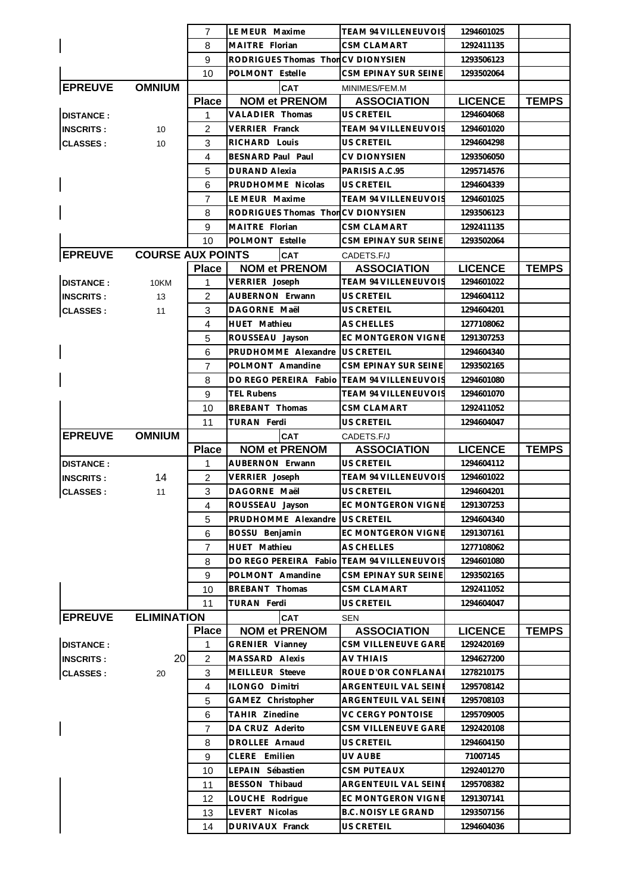| | | Place | NOM et PRENOM | ASSOCIATION | LICENCE | TEMPS |
|---|---|---|---|---|---|---|
| | | 7 | LE MEUR Maxime | TEAM 94 VILLENEUVOIS | 1294601025 | |
| | | 8 | MAITRE Florian | CSM CLAMART | 1292411135 | |
| | | 9 | RODRIGUES Thomas Thon | CV DIONYSIEN | 1293506123 | |
| | | 10 | POLMONT Estelle | CSM EPINAY SUR SEINE | 1293502064 | |

| EPREUVE | OMNIUM | CAT | MINIMES/FEM.M | | | |
|---|---|---|---|---|---|---|
| | | **Place** | **NOM et PRENOM** | **ASSOCIATION** | **LICENCE** | **TEMPS** |
| DISTANCE : | | 1 | VALADIER Thomas | US CRETEIL | 1294604068 | |
| INSCRITS : | 10 | 2 | VERRIER Franck | TEAM 94 VILLENEUVOIS | 1294601020 | |
| CLASSES : | 10 | 3 | RICHARD Louis | US CRETEIL | 1294604298 | |
| | | 4 | BESNARD Paul Paul | CV DIONYSIEN | 1293506050 | |
| | | 5 | DURAND Alexia | PARISIS A.C.95 | 1295714576 | |
| | | 6 | PRUDHOMME Nicolas | US CRETEIL | 1294604339 | |
| | | 7 | LE MEUR Maxime | TEAM 94 VILLENEUVOIS | 1294601025 | |
| | | 8 | RODRIGUES Thomas Thon | CV DIONYSIEN | 1293506123 | |
| | | 9 | MAITRE Florian | CSM CLAMART | 1292411135 | |
| | | 10 | POLMONT Estelle | CSM EPINAY SUR SEINE | 1293502064 | |

| EPREUVE | COURSE AUX POINTS | CAT | CADETS.F/J | | | |
|---|---|---|---|---|---|---|
| | | **Place** | **NOM et PRENOM** | **ASSOCIATION** | **LICENCE** | **TEMPS** |
| DISTANCE : | 10KM | 1 | VERRIER Joseph | TEAM 94 VILLENEUVOIS | 1294601022 | |
| INSCRITS : | 13 | 2 | AUBERNON Erwann | US CRETEIL | 1294604112 | |
| CLASSES : | 11 | 3 | DAGORNE Maël | US CRETEIL | 1294604201 | |
| | | 4 | HUET Mathieu | AS CHELLES | 1277108062 | |
| | | 5 | ROUSSEAU Jayson | EC MONTGERON VIGNE | 1291307253 | |
| | | 6 | PRUDHOMME Alexandre | US CRETEIL | 1294604340 | |
| | | 7 | POLMONT Amandine | CSM EPINAY SUR SEINE | 1293502165 | |
| | | 8 | DO REGO PEREIRA Fabio | TEAM 94 VILLENEUVOIS | 1294601080 | |
| | | 9 | TEL Rubens | TEAM 94 VILLENEUVOIS | 1294601070 | |
| | | 10 | BREBANT Thomas | CSM CLAMART | 1292411052 | |
| | | 11 | TURAN Ferdi | US CRETEIL | 1294604047 | |

| EPREUVE | OMNIUM | CAT | CADETS.F/J | | | |
|---|---|---|---|---|---|---|
| | | **Place** | **NOM et PRENOM** | **ASSOCIATION** | **LICENCE** | **TEMPS** |
| DISTANCE : | | 1 | AUBERNON Erwann | US CRETEIL | 1294604112 | |
| INSCRITS : | 14 | 2 | VERRIER Joseph | TEAM 94 VILLENEUVOIS | 1294601022 | |
| CLASSES : | 11 | 3 | DAGORNE Maël | US CRETEIL | 1294604201 | |
| | | 4 | ROUSSEAU Jayson | EC MONTGERON VIGNE | 1291307253 | |
| | | 5 | PRUDHOMME Alexandre | US CRETEIL | 1294604340 | |
| | | 6 | BOSSU Benjamin | EC MONTGERON VIGNE | 1291307161 | |
| | | 7 | HUET Mathieu | AS CHELLES | 1277108062 | |
| | | 8 | DO REGO PEREIRA Fabio | TEAM 94 VILLENEUVOIS | 1294601080 | |
| | | 9 | POLMONT Amandine | CSM EPINAY SUR SEINE | 1293502165 | |
| | | 10 | BREBANT Thomas | CSM CLAMART | 1292411052 | |
| | | 11 | TURAN Ferdi | US CRETEIL | 1294604047 | |

| EPREUVE | ELIMINATION | CAT | SEN | | | |
|---|---|---|---|---|---|---|
| | | **Place** | **NOM et PRENOM** | **ASSOCIATION** | **LICENCE** | **TEMPS** |
| DISTANCE : | | 1 | GRENIER Vianney | CSM VILLENEUVE GARE | 1292420169 | |
| INSCRITS : | 20 | 2 | MASSARD Alexis | AV THIAIS | 1294627200 | |
| CLASSES : | 20 | 3 | MEILLEUR Steeve | ROUE D'OR CONFLANAI | 1278210175 | |
| | | 4 | ILONGO Dimitri | ARGENTEUIL VAL SEINE | 1295708142 | |
| | | 5 | GAMEZ Christopher | ARGENTEUIL VAL SEINE | 1295708103 | |
| | | 6 | TAHIR Zinedine | VC CERGY PONTOISE | 1295709005 | |
| | | 7 | DA CRUZ Aderito | CSM VILLENEUVE GARE | 1292420108 | |
| | | 8 | DROLLEE Arnaud | US CRETEIL | 1294604150 | |
| | | 9 | CLERE Emilien | UV AUBE | 71007145 | |
| | | 10 | LEPAIN Sébastien | CSM PUTEAUX | 1292401270 | |
| | | 11 | BESSON Thibaud | ARGENTEUIL VAL SEINE | 1295708382 | |
| | | 12 | LOUCHE Rodrigue | EC MONTGERON VIGNE | 1291307141 | |
| | | 13 | LEVERT Nicolas | B.C. NOISY LE GRAND | 1293507156 | |
| | | 14 | DURIVAUX Franck | US CRETEIL | 1294604036 | |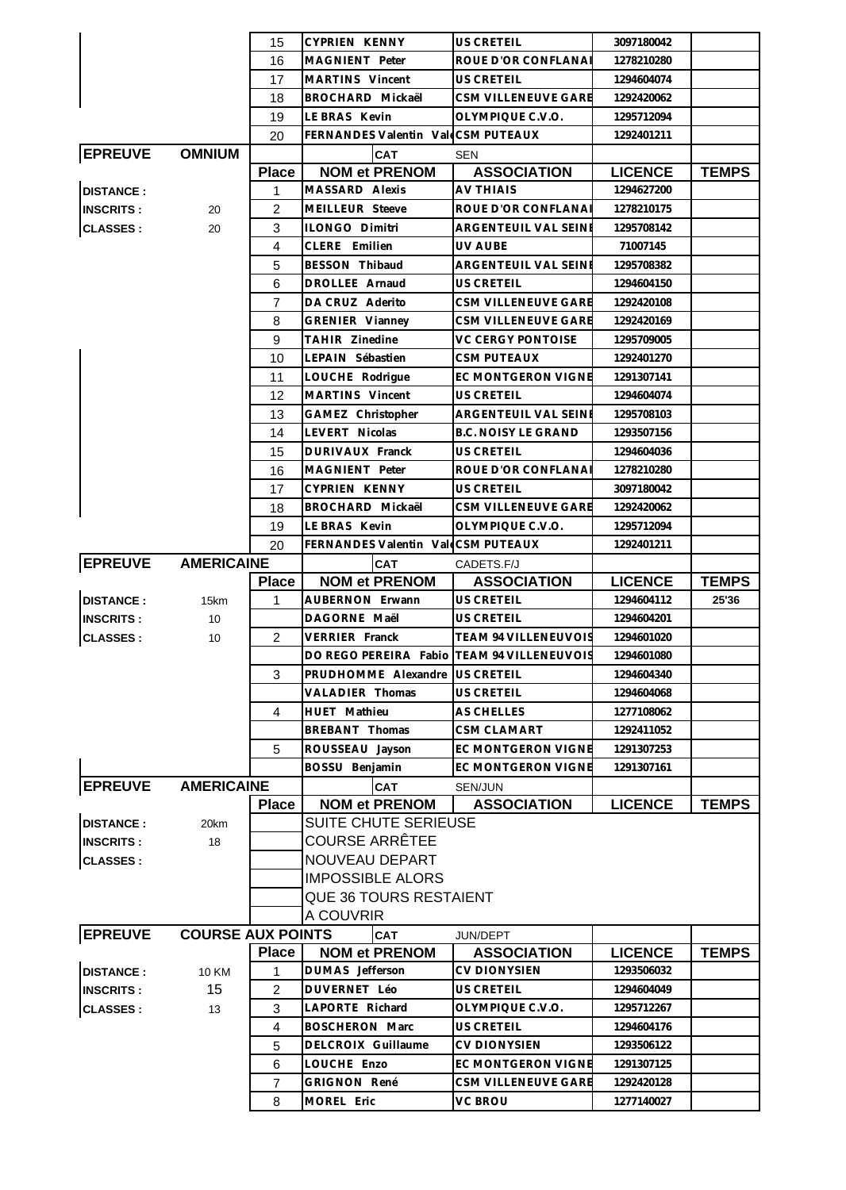| | | Place | NOM et PRENOM | ASSOCIATION | LICENCE | TEMPS |
|---|---|---|---|---|---|---|
| | | 15 | CYPRIEN KENNY | US CRETEIL | 3097180042 | |
| | | 16 | MAGNIENT Peter | ROUE D'OR CONFLANAI | 1278210280 | |
| | | 17 | MARTINS Vincent | US CRETEIL | 1294604074 | |
| | | 18 | BROCHARD Mickaël | CSM VILLENEUVE GARE | 1292420062 | |
| | | 19 | LE BRAS Kevin | OLYMPIQUE C.V.O. | 1295712094 | |
| | | 20 | FERNANDES Valentin Val | CSM PUTEAUX | 1292401211 | |

| EPREUVE | OMNIUM | | CAT | SEN | | |
|---|---|---|---|---|---|---|
| | | Place | NOM et PRENOM | ASSOCIATION | LICENCE | TEMPS |
| DISTANCE : | | 1 | MASSARD Alexis | AV THIAIS | 1294627200 | |
| INSCRITS : | 20 | 2 | MEILLEUR Steeve | ROUE D'OR CONFLANAI | 1278210175 | |
| CLASSES : | 20 | 3 | ILONGO Dimitri | ARGENTEUIL VAL SEINE | 1295708142 | |
| | | 4 | CLERE Emilien | UV AUBE | 71007145 | |
| | | 5 | BESSON Thibaud | ARGENTEUIL VAL SEINE | 1295708382 | |
| | | 6 | DROLLEE Arnaud | US CRETEIL | 1294604150 | |
| | | 7 | DA CRUZ Aderito | CSM VILLENEUVE GARE | 1292420108 | |
| | | 8 | GRENIER Vianney | CSM VILLENEUVE GARE | 1292420169 | |
| | | 9 | TAHIR Zinedine | VC CERGY PONTOISE | 1295709005 | |
| | | 10 | LEPAIN Sébastien | CSM PUTEAUX | 1292401270 | |
| | | 11 | LOUCHE Rodrigue | EC MONTGERON VIGNE | 1291307141 | |
| | | 12 | MARTINS Vincent | US CRETEIL | 1294604074 | |
| | | 13 | GAMEZ Christopher | ARGENTEUIL VAL SEINE | 1295708103 | |
| | | 14 | LEVERT Nicolas | B.C. NOISY LE GRAND | 1293507156 | |
| | | 15 | DURIVAUX Franck | US CRETEIL | 1294604036 | |
| | | 16 | MAGNIENT Peter | ROUE D'OR CONFLANAI | 1278210280 | |
| | | 17 | CYPRIEN KENNY | US CRETEIL | 3097180042 | |
| | | 18 | BROCHARD Mickaël | CSM VILLENEUVE GARE | 1292420062 | |
| | | 19 | LE BRAS Kevin | OLYMPIQUE C.V.O. | 1295712094 | |
| | | 20 | FERNANDES Valentin Val | CSM PUTEAUX | 1292401211 | |

| EPREUVE | AMERICAINE | | CAT | CADETS.F/J | | |
|---|---|---|---|---|---|---|
| | | Place | NOM et PRENOM | ASSOCIATION | LICENCE | TEMPS |
| DISTANCE : | 15km | 1 | AUBERNON Erwann | US CRETEIL | 1294604112 | 25'36 |
| INSCRITS : | 10 | | DAGORNE Maël | US CRETEIL | 1294604201 | |
| CLASSES : | 10 | 2 | VERRIER Franck | TEAM 94 VILLENEUVOIS | 1294601020 | |
| | | | DO REGO PEREIRA Fabio | TEAM 94 VILLENEUVOIS | 1294601080 | |
| | | 3 | PRUDHOMME Alexandre | US CRETEIL | 1294604340 | |
| | | | VALADIER Thomas | US CRETEIL | 1294604068 | |
| | | 4 | HUET Mathieu | AS CHELLES | 1277108062 | |
| | | | BREBANT Thomas | CSM CLAMART | 1292411052 | |
| | | 5 | ROUSSEAU Jayson | EC MONTGERON VIGNE | 1291307253 | |
| | | | BOSSU Benjamin | EC MONTGERON VIGNE | 1291307161 | |

| EPREUVE | AMERICAINE | | CAT | SEN/JUN | | |
|---|---|---|---|---|---|---|
| | | Place | NOM et PRENOM | ASSOCIATION | LICENCE | TEMPS |
| DISTANCE : | 20km | | SUITE CHUTE SERIEUSE | | | |
| INSCRITS : | 18 | | COURSE ARRÊTEE | | | |
| CLASSES : | | | NOUVEAU DEPART | | | |
| | | | IMPOSSIBLE ALORS | | | |
| | | | QUE 36 TOURS RESTAIENT | | | |
| | | | A COUVRIR | | | |

| EPREUVE | COURSE AUX POINTS | | CAT | JUN/DEPT | | |
|---|---|---|---|---|---|---|
| | | Place | NOM et PRENOM | ASSOCIATION | LICENCE | TEMPS |
| DISTANCE : | 10 KM | 1 | DUMAS Jefferson | CV DIONYSIEN | 1293506032 | |
| INSCRITS : | 15 | 2 | DUVERNET Léo | US CRETEIL | 1294604049 | |
| CLASSES : | 13 | 3 | LAPORTE Richard | OLYMPIQUE C.V.O. | 1295712267 | |
| | | 4 | BOSCHERON Marc | US CRETEIL | 1294604176 | |
| | | 5 | DELCROIX Guillaume | CV DIONYSIEN | 1293506122 | |
| | | 6 | LOUCHE Enzo | EC MONTGERON VIGNE | 1291307125 | |
| | | 7 | GRIGNON René | CSM VILLENEUVE GARE | 1292420128 | |
| | | 8 | MOREL Eric | VC BROU | 1277140027 | |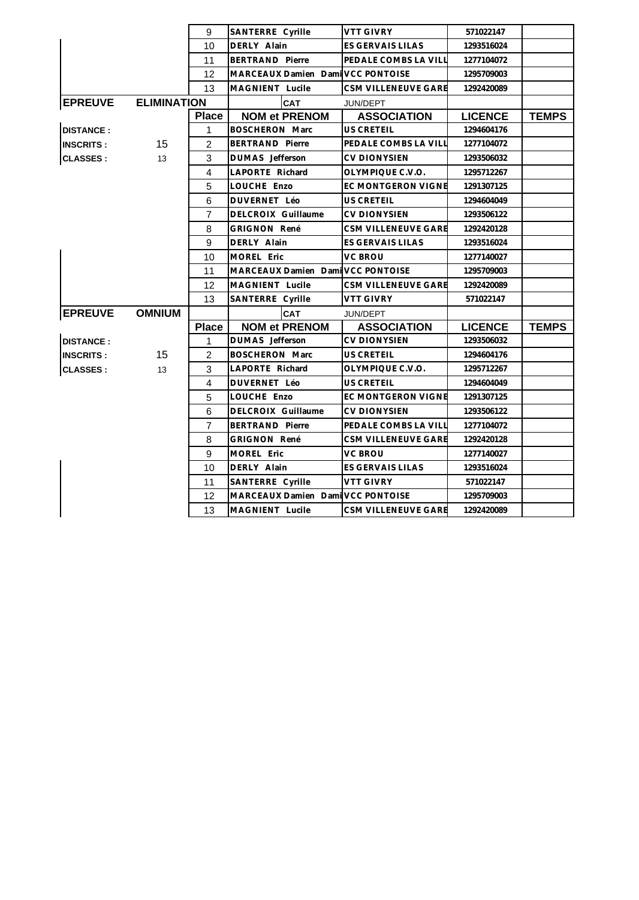| | | Place | NOM et PRENOM | ASSOCIATION | LICENCE | TEMPS |
|---|---|---|---|---|---|---|
| | | 9 | SANTERRE Cyrille | VTT GIVRY | 571022147 | |
| | | 10 | DERLY Alain | ES GERVAIS LILAS | 1293516024 | |
| | | 11 | BERTRAND Pierre | PEDALE COMBS LA VILL | 1277104072 | |
| | | 12 | MARCEAUX Damien Dami | VCC PONTOISE | 1295709003 | |
| | | 13 | MAGNIENT Lucile | CSM VILLENEUVE GARE | 1292420089 | |

| EPREUVE | ELIMINATION | | CAT | JUN/DEPT | | |
|---|---|---|---|---|---|---|
| | | **Place** | **NOM et PRENOM** | **ASSOCIATION** | **LICENCE** | **TEMPS** |
| DISTANCE : | | 1 | BOSCHERON Marc | US CRETEIL | 1294604176 | |
| INSCRITS : | 15 | 2 | BERTRAND Pierre | PEDALE COMBS LA VILL | 1277104072 | |
| CLASSES : | 13 | 3 | DUMAS Jefferson | CV DIONYSIEN | 1293506032 | |
| | | 4 | LAPORTE Richard | OLYMPIQUE C.V.O. | 1295712267 | |
| | | 5 | LOUCHE Enzo | EC MONTGERON VIGNE | 1291307125 | |
| | | 6 | DUVERNET Léo | US CRETEIL | 1294604049 | |
| | | 7 | DELCROIX Guillaume | CV DIONYSIEN | 1293506122 | |
| | | 8 | GRIGNON René | CSM VILLENEUVE GARE | 1292420128 | |
| | | 9 | DERLY Alain | ES GERVAIS LILAS | 1293516024 | |
| | | 10 | MOREL Eric | VC BROU | 1277140027 | |
| | | 11 | MARCEAUX Damien Dami | VCC PONTOISE | 1295709003 | |
| | | 12 | MAGNIENT Lucile | CSM VILLENEUVE GARE | 1292420089 | |
| | | 13 | SANTERRE Cyrille | VTT GIVRY | 571022147 | |

| EPREUVE | OMNIUM | | CAT | JUN/DEPT | | |
|---|---|---|---|---|---|---|
| | | **Place** | **NOM et PRENOM** | **ASSOCIATION** | **LICENCE** | **TEMPS** |
| DISTANCE : | | 1 | DUMAS Jefferson | CV DIONYSIEN | 1293506032 | |
| INSCRITS : | 15 | 2 | BOSCHERON Marc | US CRETEIL | 1294604176 | |
| CLASSES : | 13 | 3 | LAPORTE Richard | OLYMPIQUE C.V.O. | 1295712267 | |
| | | 4 | DUVERNET Léo | US CRETEIL | 1294604049 | |
| | | 5 | LOUCHE Enzo | EC MONTGERON VIGNE | 1291307125 | |
| | | 6 | DELCROIX Guillaume | CV DIONYSIEN | 1293506122 | |
| | | 7 | BERTRAND Pierre | PEDALE COMBS LA VILL | 1277104072 | |
| | | 8 | GRIGNON René | CSM VILLENEUVE GARE | 1292420128 | |
| | | 9 | MOREL Eric | VC BROU | 1277140027 | |
| | | 10 | DERLY Alain | ES GERVAIS LILAS | 1293516024 | |
| | | 11 | SANTERRE Cyrille | VTT GIVRY | 571022147 | |
| | | 12 | MARCEAUX Damien Dami | VCC PONTOISE | 1295709003 | |
| | | 13 | MAGNIENT Lucile | CSM VILLENEUVE GARE | 1292420089 | |